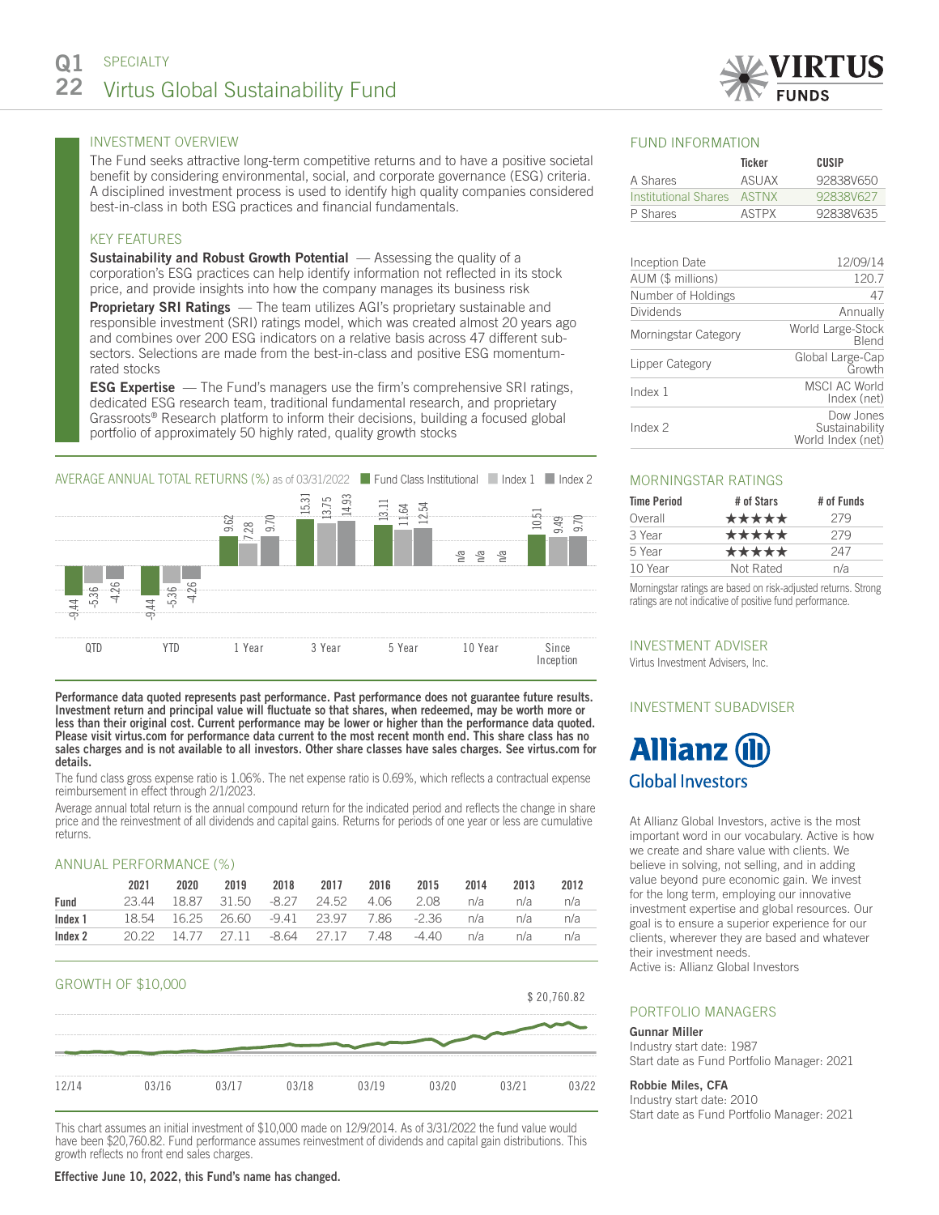# Q1 22 SPECIALTY
# Virtus Global Sustainability Fund

## INVESTMENT OVERVIEW

The Fund seeks attractive long-term competitive returns and to have a positive societal benefit by considering environmental, social, and corporate governance (ESG) criteria. A disciplined investment process is used to identify high quality companies considered best-in-class in both ESG practices and financial fundamentals.

## KEY FEATURES

**Sustainability and Robust Growth Potential** — Assessing the quality of a corporation's ESG practices can help identify information not reflected in its stock price, and provide insights into how the company manages its business risk

**Proprietary SRI Ratings** — The team utilizes AGI's proprietary sustainable and responsible investment (SRI) ratings model, which was created almost 20 years ago and combines over 200 ESG indicators on a relative basis across 47 different sub-sectors. Selections are made from the best-in-class and positive ESG momentum-rated stocks

**ESG Expertise** — The Fund's managers use the firm's comprehensive SRI ratings, dedicated ESG research team, traditional fundamental research, and proprietary Grassroots® Research platform to inform their decisions, building a focused global portfolio of approximately 50 highly rated, quality growth stocks

## AVERAGE ANNUAL TOTAL RETURNS (%) as of 03/31/2022

| | QTD | YTD | 1 Year | 3 Year | 5 Year | 10 Year | Since Inception |
|---|---|---|---|---|---|---|---|
| Fund Class Institutional | -9.44 | -9.44 | 9.62 | 15.31 | 13.11 | n/a | 10.51 |
| Index 1 | -5.36 | -5.36 | 7.28 | 13.75 | 11.64 | n/a | 9.49 |
| Index 2 | -4.26 | -4.26 | 9.70 | 14.93 | 12.54 | n/a | 9.70 |

**Performance data quoted represents past performance. Past performance does not guarantee future results. Investment return and principal value will fluctuate so that shares, when redeemed, may be worth more or less than their original cost. Current performance may be lower or higher than the performance data quoted. Please visit virtus.com for performance data current to the most recent month end. This share class has no sales charges and is not available to all investors. Other share classes have sales charges. See virtus.com for details.**

The fund class gross expense ratio is 1.06%. The net expense ratio is 0.69%, which reflects a contractual expense reimbursement in effect through 2/1/2023.

Average annual total return is the annual compound return for the indicated period and reflects the change in share price and the reinvestment of all dividends and capital gains. Returns for periods of one year or less are cumulative returns.

## ANNUAL PERFORMANCE (%)

| | 2021 | 2020 | 2019 | 2018 | 2017 | 2016 | 2015 | 2014 | 2013 | 2012 |
|---|---|---|---|---|---|---|---|---|---|---|
| **Fund** | 23.44 | 18.87 | 31.50 | -8.27 | 24.52 | 4.06 | 2.08 | n/a | n/a | n/a |
| **Index 1** | 18.54 | 16.25 | 26.60 | -9.41 | 23.97 | 7.86 | -2.36 | n/a | n/a | n/a |
| **Index 2** | 20.22 | 14.77 | 27.11 | -8.64 | 27.17 | 7.48 | -4.40 | n/a | n/a | n/a |

## GROWTH OF $10,000

$ 20,760.82

12/14 03/16 03/17 03/18 03/19 03/20 03/21 03/22

This chart assumes an initial investment of $10,000 made on 12/9/2014. As of 3/31/2022 the fund value would have been $20,760.82. Fund performance assumes reinvestment of dividends and capital gain distributions. This growth reflects no front end sales charges.

**Effective June 10, 2022, this Fund's name has changed.**

## FUND INFORMATION

| | Ticker | CUSIP |
|---|---|---|
| A Shares | ASUAX | 92838V650 |
| Institutional Shares | ASTNX | 92838V627 |
| P Shares | ASTPX | 92838V635 |

| | |
|---|---|
| Inception Date | 12/09/14 |
| AUM ($ millions) | 120.7 |
| Number of Holdings | 47 |
| Dividends | Annually |
| Morningstar Category | World Large-Stock Blend |
| Lipper Category | Global Large-Cap Growth |
| Index 1 | MSCI AC World Index (net) |
| Index 2 | Dow Jones Sustainability World Index (net) |

## MORNINGSTAR RATINGS

| Time Period | # of Stars | # of Funds |
|---|---|---|
| Overall | ★★★★★ | 279 |
| 3 Year | ★★★★★ | 279 |
| 5 Year | ★★★★★ | 247 |
| 10 Year | Not Rated | n/a |

Morningstar ratings are based on risk-adjusted returns. Strong ratings are not indicative of positive fund performance.

## INVESTMENT ADVISER

Virtus Investment Advisers, Inc.

## INVESTMENT SUBADVISER

Allianz Global Investors

At Allianz Global Investors, active is the most important word in our vocabulary. Active is how we create and share value with clients. We believe in solving, not selling, and in adding value beyond pure economic gain. We invest for the long term, employing our innovative investment expertise and global resources. Our goal is to ensure a superior experience for our clients, wherever they are based and whatever their investment needs.
Active is: Allianz Global Investors

## PORTFOLIO MANAGERS

**Gunnar Miller**
Industry start date: 1987
Start date as Fund Portfolio Manager: 2021

**Robbie Miles, CFA**
Industry start date: 2010
Start date as Fund Portfolio Manager: 2021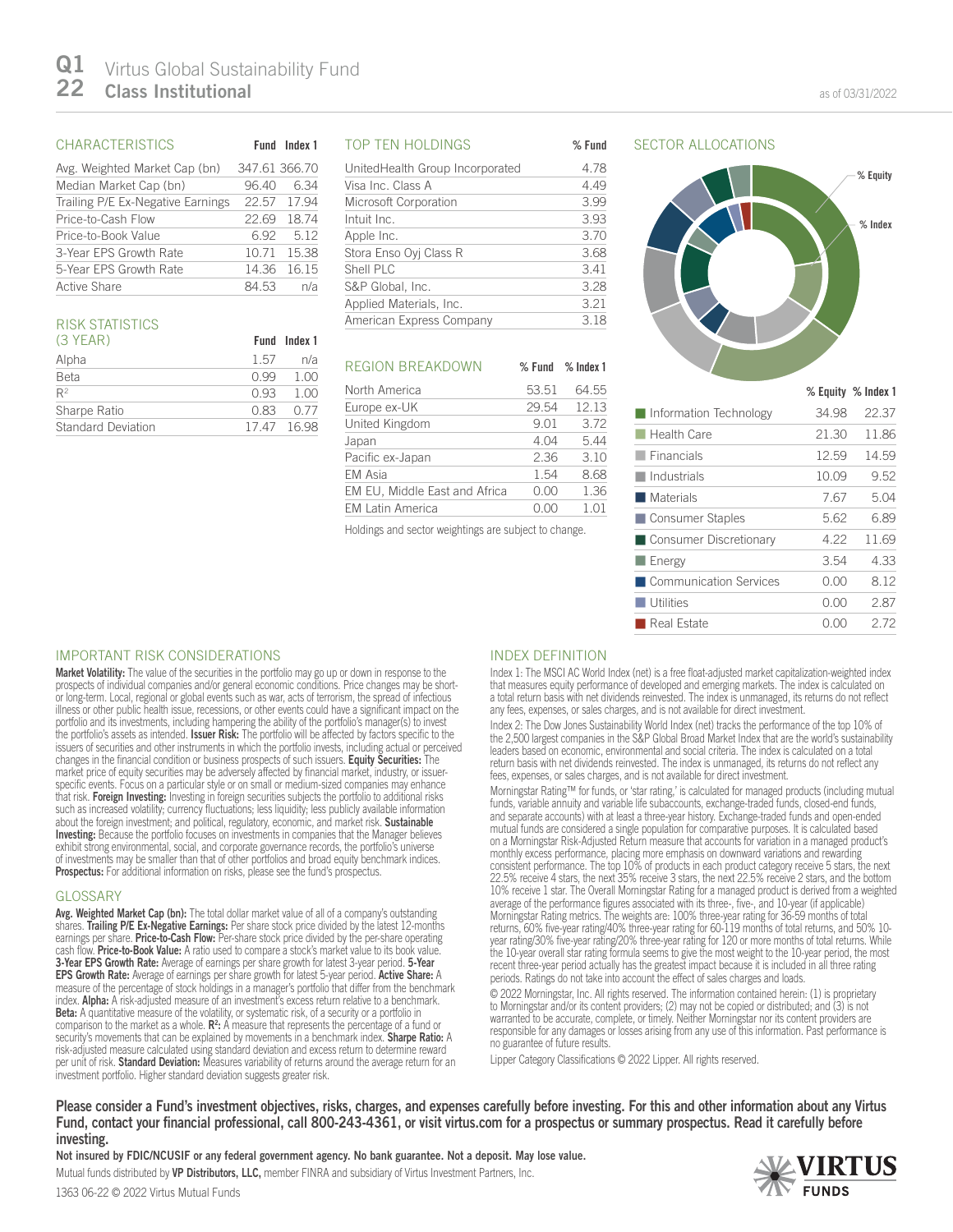# Q1 22 Virtus Global Sustainability Fund

## Class Institutional

as of 03/31/2022

## CHARACTERISTICS

| | Fund | Index 1 |
|---|---|---|
| Avg. Weighted Market Cap (bn) | 347.61 | 366.70 |
| Median Market Cap (bn) | 96.40 | 6.34 |
| Trailing P/E Ex-Negative Earnings | 22.57 | 17.94 |
| Price-to-Cash Flow | 22.69 | 18.74 |
| Price-to-Book Value | 6.92 | 5.12 |
| 3-Year EPS Growth Rate | 10.71 | 15.38 |
| 5-Year EPS Growth Rate | 14.36 | 16.15 |
| Active Share | 84.53 | n/a |

## RISK STATISTICS (3 YEAR)

| | Fund | Index 1 |
|---|---|---|
| Alpha | 1.57 | n/a |
| Beta | 0.99 | 1.00 |
| $R^2$ | 0.93 | 1.00 |
| Sharpe Ratio | 0.83 | 0.77 |
| Standard Deviation | 17.47 | 16.98 |

## TOP TEN HOLDINGS

| | % Fund |
|---|---|
| UnitedHealth Group Incorporated | 4.78 |
| Visa Inc. Class A | 4.49 |
| Microsoft Corporation | 3.99 |
| Intuit Inc. | 3.93 |
| Apple Inc. | 3.70 |
| Stora Enso Oyj Class R | 3.68 |
| Shell PLC | 3.41 |
| S&P Global, Inc. | 3.28 |
| Applied Materials, Inc. | 3.21 |
| American Express Company | 3.18 |

## REGION BREAKDOWN

| | % Fund | % Index 1 |
|---|---|---|
| North America | 53.51 | 64.55 |
| Europe ex-UK | 29.54 | 12.13 |
| United Kingdom | 9.01 | 3.72 |
| Japan | 4.04 | 5.44 |
| Pacific ex-Japan | 2.36 | 3.10 |
| EM Asia | 1.54 | 8.68 |
| EM EU, Middle East and Africa | 0.00 | 1.36 |
| EM Latin America | 0.00 | 1.01 |

Holdings and sector weightings are subject to change.

## SECTOR ALLOCATIONS

% Equity

% Index

| | % Equity | % Index 1 |
|---|---|---|
| Information Technology | 34.98 | 22.37 |
| Health Care | 21.30 | 11.86 |
| Financials | 12.59 | 14.59 |
| Industrials | 10.09 | 9.52 |
| Materials | 7.67 | 5.04 |
| Consumer Staples | 5.62 | 6.89 |
| Consumer Discretionary | 4.22 | 11.69 |
| Energy | 3.54 | 4.33 |
| Communication Services | 0.00 | 8.12 |
| Utilities | 0.00 | 2.87 |
| Real Estate | 0.00 | 2.72 |

## IMPORTANT RISK CONSIDERATIONS

**Market Volatility:** The value of the securities in the portfolio may go up or down in response to the prospects of individual companies and/or general economic conditions. Price changes may be short- or long-term. Local, regional or global events such as war, acts of terrorism, the spread of infectious illness or other public health issue, recessions, or other events could have a significant impact on the portfolio and its investments, including hampering the ability of the portfolio's manager(s) to invest the portfolio's assets as intended. **Issuer Risk:** The portfolio will be affected by factors specific to the issuers of securities and other instruments in which the portfolio invests, including actual or perceived changes in the financial condition or business prospects of such issuers. **Equity Securities:** The market price of equity securities may be adversely affected by financial market, industry, or issuer-specific events. Focus on a particular style or on small or medium-sized companies may enhance that risk. **Foreign Investing:** Investing in foreign securities subjects the portfolio to additional risks such as increased volatility; currency fluctuations; less liquidity; less publicly available information about the foreign investment; and political, regulatory, economic, and market risk. **Sustainable Investing:** Because the portfolio focuses on investments in companies that the Manager believes exhibit strong environmental, social, and corporate governance records, the portfolio's universe of investments may be smaller than that of other portfolios and broad equity benchmark indices. **Prospectus:** For additional information on risks, please see the fund's prospectus.

## GLOSSARY

**Avg. Weighted Market Cap (bn):** The total dollar market value of all of a company's outstanding shares. **Trailing P/E Ex-Negative Earnings:** Per share stock price divided by the latest 12-months earnings per share. **Price-to-Cash Flow:** Per-share stock price divided by the per-share operating cash flow. **Price-to-Book Value:** A ratio used to compare a stock's market value to its book value. **3-Year EPS Growth Rate:** Average of earnings per share growth for latest 3-year period. **5-Year EPS Growth Rate:** Average of earnings per share growth for latest 5-year period. **Active Share:** A measure of the percentage of stock holdings in a manager's portfolio that differ from the benchmark index. **Alpha:** A risk-adjusted measure of an investment's excess return relative to a benchmark. **Beta:** A quantitative measure of the volatility, or systematic risk, of a security or a portfolio in comparison to the market as a whole. **$R^2$:** A measure that represents the percentage of a fund or security's movements that can be explained by movements in a benchmark index. **Sharpe Ratio:** A risk-adjusted measure calculated using standard deviation and excess return to determine reward per unit of risk. **Standard Deviation:** Measures variability of returns around the average return for an investment portfolio. Higher standard deviation suggests greater risk.

## INDEX DEFINITION

Index 1: The MSCI AC World Index (net) is a free float-adjusted market capitalization-weighted index that measures equity performance of developed and emerging markets. The index is calculated on a total return basis with net dividends reinvested. The index is unmanaged, its returns do not reflect any fees, expenses, or sales charges, and is not available for direct investment.

Index 2: The Dow Jones Sustainability World Index (net) tracks the performance of the top 10% of the 2,500 largest companies in the S&P Global Broad Market Index that are the world's sustainability leaders based on economic, environmental and social criteria. The index is calculated on a total return basis with net dividends reinvested. The index is unmanaged, its returns do not reflect any fees, expenses, or sales charges, and is not available for direct investment.

Morningstar Rating™ for funds, or 'star rating,' is calculated for managed products (including mutual funds, variable annuity and variable life subaccounts, exchange-traded funds, closed-end funds, and separate accounts) with at least a three-year history. Exchange-traded funds and open-ended mutual funds are considered a single population for comparative purposes. It is calculated based on a Morningstar Risk-Adjusted Return measure that accounts for variation in a managed product's monthly excess performance, placing more emphasis on downward variations and rewarding consistent performance. The top 10% of products in each product category receive 5 stars, the next 22.5% receive 4 stars, the next 35% receive 3 stars, the next 22.5% receive 2 stars, and the bottom 10% receive 1 star. The Overall Morningstar Rating for a managed product is derived from a weighted average of the performance figures associated with its three-, five-, and 10-year (if applicable) Morningstar Rating metrics. The weights are: 100% three-year rating for 36-59 months of total returns, 60% five-year rating/40% three-year rating for 60-119 months of total returns, and 50% 10-year rating/30% five-year rating/20% three-year rating for 120 or more months of total returns. While the 10-year overall star rating formula seems to give the most weight to the 10-year period, the most recent three-year period actually has the greatest impact because it is included in all three rating periods. Ratings do not take into account the effect of sales charges and loads.

© 2022 Morningstar, Inc. All rights reserved. The information contained herein: (1) is proprietary to Morningstar and/or its content providers; (2) may not be copied or distributed; and (3) is not warranted to be accurate, complete, or timely. Neither Morningstar nor its content providers are responsible for any damages or losses arising from any use of this information. Past performance is no guarantee of future results.

Lipper Category Classifications © 2022 Lipper. All rights reserved.

**Please consider a Fund's investment objectives, risks, charges, and expenses carefully before investing. For this and other information about any Virtus Fund, contact your financial professional, call 800-243-4361, or visit virtus.com for a prospectus or summary prospectus. Read it carefully before investing.**

**Not insured by FDIC/NCUSIF or any federal government agency. No bank guarantee. Not a deposit. May lose value.**

Mutual funds distributed by **VP Distributors, LLC,** member FINRA and subsidiary of Virtus Investment Partners, Inc.

1363 06-22 © 2022 Virtus Mutual Funds

VIRTUS FUNDS